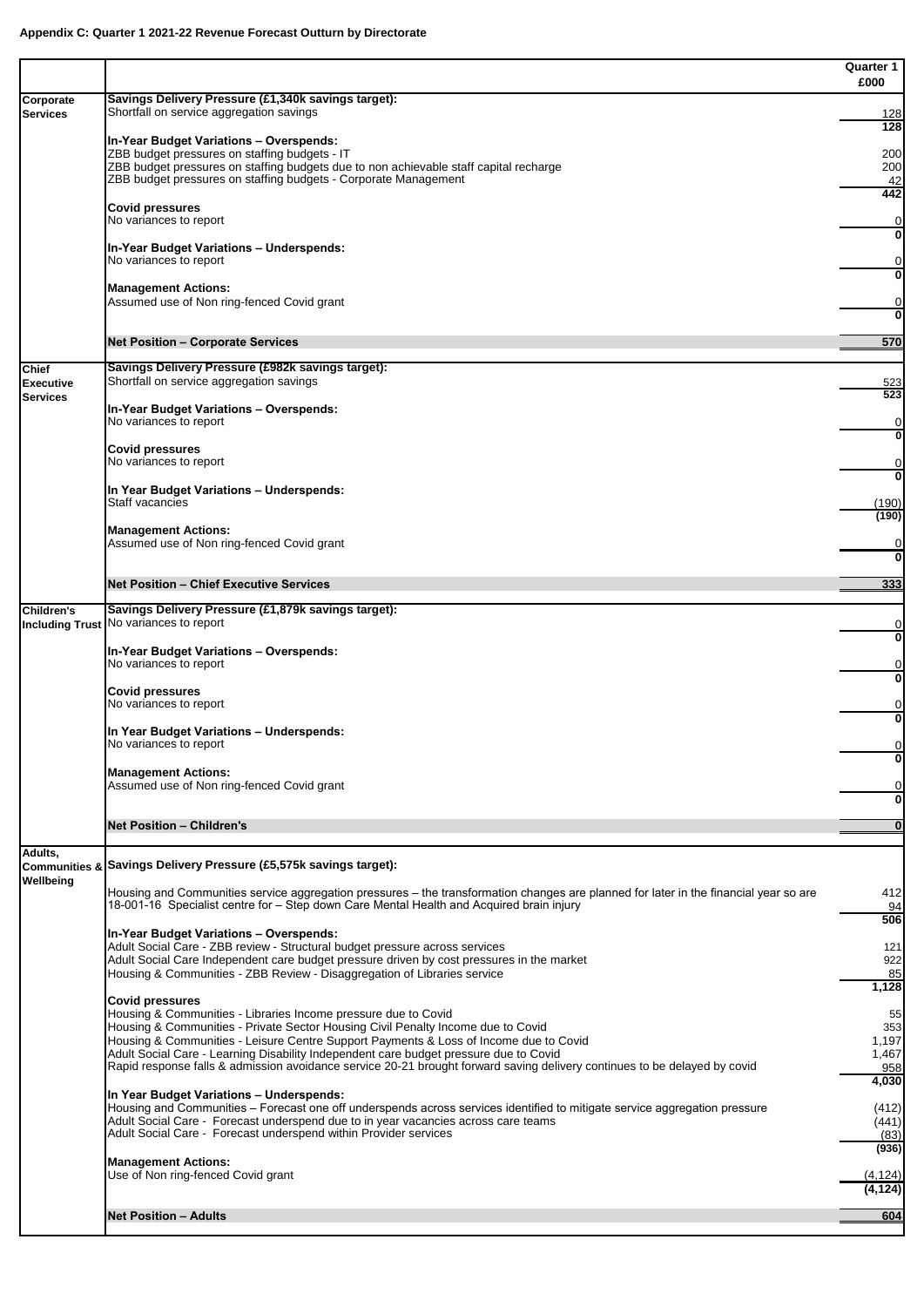**Appendix C: Quarter 1 2021-22 Revenue Forecast Outturn by Directorate**

| | | Quarter 1 £000 |
|---|---|---|
| Corporate Services | **Savings Delivery Pressure (£1,340k savings target):** | |
| | Shortfall on service aggregation savings | 128 |
| | | **128** |
| | **In-Year Budget Variations – Overspends:** | |
| | ZBB budget pressures on staffing budgets - IT | 200 |
| | ZBB budget pressures on staffing budgets due to non achievable staff capital recharge | 200 |
| | ZBB budget pressures on staffing budgets - Corporate Management | 42 |
| | | **442** |
| | **Covid pressures** | |
| | No variances to report | 0 |
| | | **0** |
| | **In-Year Budget Variations – Underspends:** | |
| | No variances to report | 0 |
| | | **0** |
| | **Management Actions:** | |
| | Assumed use of Non ring-fenced Covid grant | 0 |
| | | **0** |
| | **Net Position – Corporate Services** | **570** |
| Chief Executive Services | **Savings Delivery Pressure (£982k savings target):** | |
| | Shortfall on service aggregation savings | 523 |
| | | **523** |
| | **In-Year Budget Variations – Overspends:** | |
| | No variances to report | 0 |
| | | **0** |
| | **Covid pressures** | |
| | No variances to report | 0 |
| | | **0** |
| | **In Year Budget Variations – Underspends:** | |
| | Staff vacancies | (190) |
| | | **(190)** |
| | **Management Actions:** | |
| | Assumed use of Non ring-fenced Covid grant | 0 |
| | | **0** |
| | **Net Position – Chief Executive Services** | **333** |
| Children's Including Trust | **Savings Delivery Pressure (£1,879k savings target):** | |
| | No variances to report | 0 |
| | | **0** |
| | **In-Year Budget Variations – Overspends:** | |
| | No variances to report | 0 |
| | | **0** |
| | **Covid pressures** | |
| | No variances to report | 0 |
| | | **0** |
| | **In Year Budget Variations – Underspends:** | |
| | No variances to report | 0 |
| | | **0** |
| | **Management Actions:** | |
| | Assumed use of Non ring-fenced Covid grant | 0 |
| | | **0** |
| | **Net Position – Children's** | **0** |
| Adults, Communities & Wellbeing | **Savings Delivery Pressure (£5,575k savings target):** | |
| | Housing and Communities service aggregation pressures – the transformation changes are planned for later in the financial year so are | 412 |
| | 18-001-16 Specialist centre for – Step down Care Mental Health and Acquired brain injury | 94 |
| | | **506** |
| | **In-Year Budget Variations – Overspends:** | |
| | Adult Social Care - ZBB review - Structural budget pressure across services | 121 |
| | Adult Social Care Independent care budget pressure driven by cost pressures in the market | 922 |
| | Housing & Communities - ZBB Review - Disaggregation of Libraries service | 85 |
| | | **1,128** |
| | **Covid pressures** | |
| | Housing & Communities - Libraries Income pressure due to Covid | 55 |
| | Housing & Communities - Private Sector Housing Civil Penalty Income due to Covid | 353 |
| | Housing & Communities - Leisure Centre Support Payments & Loss of Income due to Covid | 1,197 |
| | Adult Social Care - Learning Disability Independent care budget pressure due to Covid | 1,467 |
| | Rapid response falls & admission avoidance service 20-21 brought forward saving delivery continues to be delayed by covid | 958 |
| | | **4,030** |
| | **In Year Budget Variations – Underspends:** | |
| | Housing and Communities – Forecast one off underspends across services identified to mitigate service aggregation pressure | (412) |
| | Adult Social Care - Forecast underspend due to in year vacancies across care teams | (441) |
| | Adult Social Care - Forecast underspend within Provider services | (83) |
| | | **(936)** |
| | **Management Actions:** | |
| | Use of Non ring-fenced Covid grant | (4,124) |
| | | **(4,124)** |
| | **Net Position – Adults** | **604** |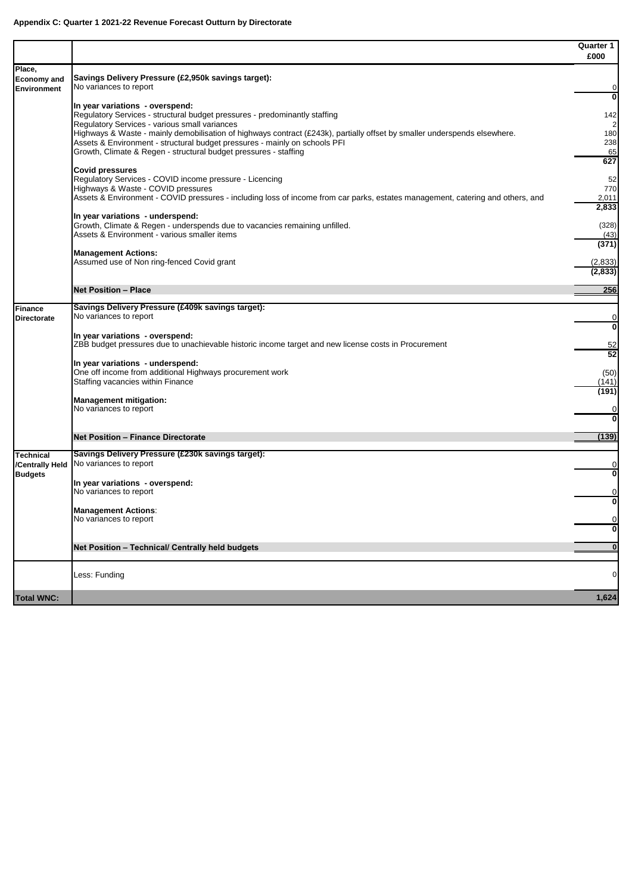**Appendix C: Quarter 1 2021-22 Revenue Forecast Outturn by Directorate**

| | | Quarter 1 £000 |
|---|---|---|
| Place, Economy and Environment | **Savings Delivery Pressure (£2,950k savings target):** | |
| | No variances to report | 0 |
| | | **0** |
| | **In year variations - overspend:** | |
| | Regulatory Services - structural budget pressures - predominantly staffing | 142 |
| | Regulatory Services - various small variances | 2 |
| | Highways & Waste - mainly demobilisation of highways contract (£243k), partially offset by smaller underspends elsewhere. | 180 |
| | Assets & Environment - structural budget pressures - mainly on schools PFI | 238 |
| | Growth, Climate & Regen - structural budget pressures - staffing | 65 |
| | | **627** |
| | **Covid pressures** | |
| | Regulatory Services - COVID income pressure - Licencing | 52 |
| | Highways & Waste - COVID pressures | 770 |
| | Assets & Environment - COVID pressures - including loss of income from car parks, estates management, catering and others, and | 2,011 |
| | | **2,833** |
| | **In year variations - underspend:** | |
| | Growth, Climate & Regen - underspends due to vacancies remaining unfilled. | (328) |
| | Assets & Environment - various smaller items | (43) |
| | | **(371)** |
| | **Management Actions:** | |
| | Assumed use of Non ring-fenced Covid grant | (2,833) |
| | | **(2,833)** |
| | **Net Position – Place** | **256** |
| Finance Directorate | **Savings Delivery Pressure (£409k savings target):** | |
| | No variances to report | 0 |
| | | **0** |
| | **In year variations - overspend:** | |
| | ZBB budget pressures due to unachievable historic income target and new license costs in Procurement | 52 |
| | | **52** |
| | **In year variations - underspend:** | |
| | One off income from additional Highways procurement work | (50) |
| | Staffing vacancies within Finance | (141) |
| | | **(191)** |
| | **Management mitigation:** | |
| | No variances to report | 0 |
| | | **0** |
| | **Net Position – Finance Directorate** | **(139)** |
| Technical /Centrally Held Budgets | **Savings Delivery Pressure (£230k savings target):** | |
| | No variances to report | 0 |
| | | **0** |
| | **In year variations - overspend:** | |
| | No variances to report | 0 |
| | | **0** |
| | **Management Actions:** | |
| | No variances to report | 0 |
| | | **0** |
| | **Net Position – Technical/ Centrally held budgets** | **0** |
| | Less: Funding | 0 |
| **Total WNC:** | | **1,624** |